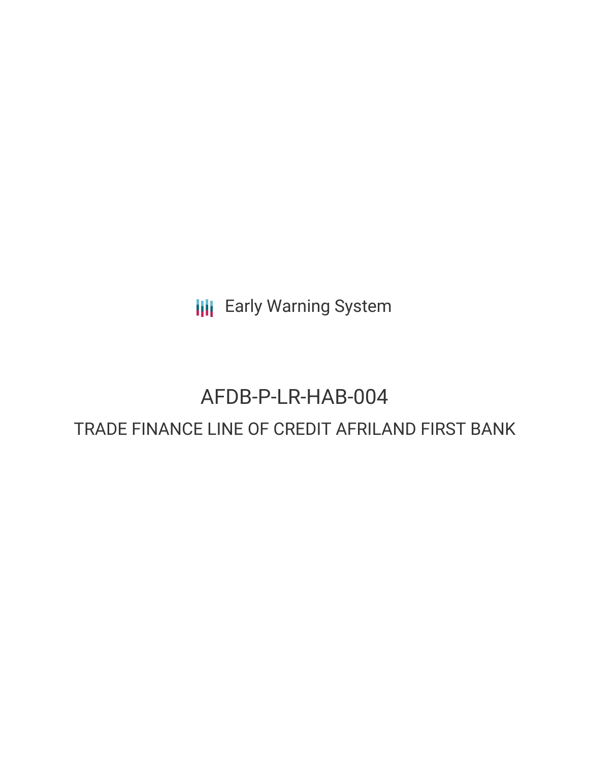Early Warning System

# AFDB-P-LR-HAB-004

## TRADE FINANCE LINE OF CREDIT AFRILAND FIRST BANK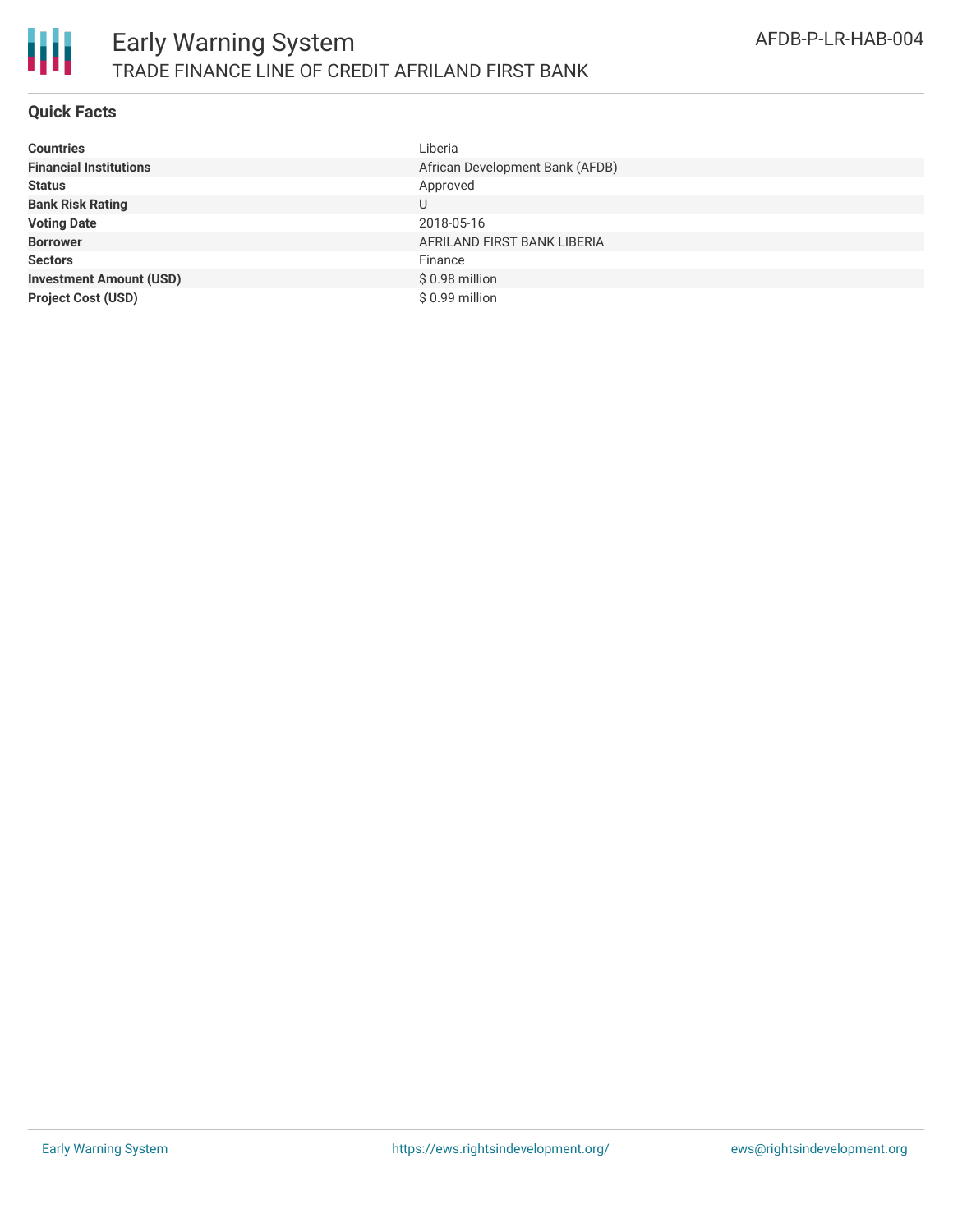## Quick Facts

| | |
|---|---|
| **Countries** | Liberia |
| **Financial Institutions** | African Development Bank (AFDB) |
| **Status** | Approved |
| **Bank Risk Rating** | U |
| **Voting Date** | 2018-05-16 |
| **Borrower** | AFRILAND FIRST BANK LIBERIA |
| **Sectors** | Finance |
| **Investment Amount (USD)** | $ 0.98 million |
| **Project Cost (USD)** | $ 0.99 million |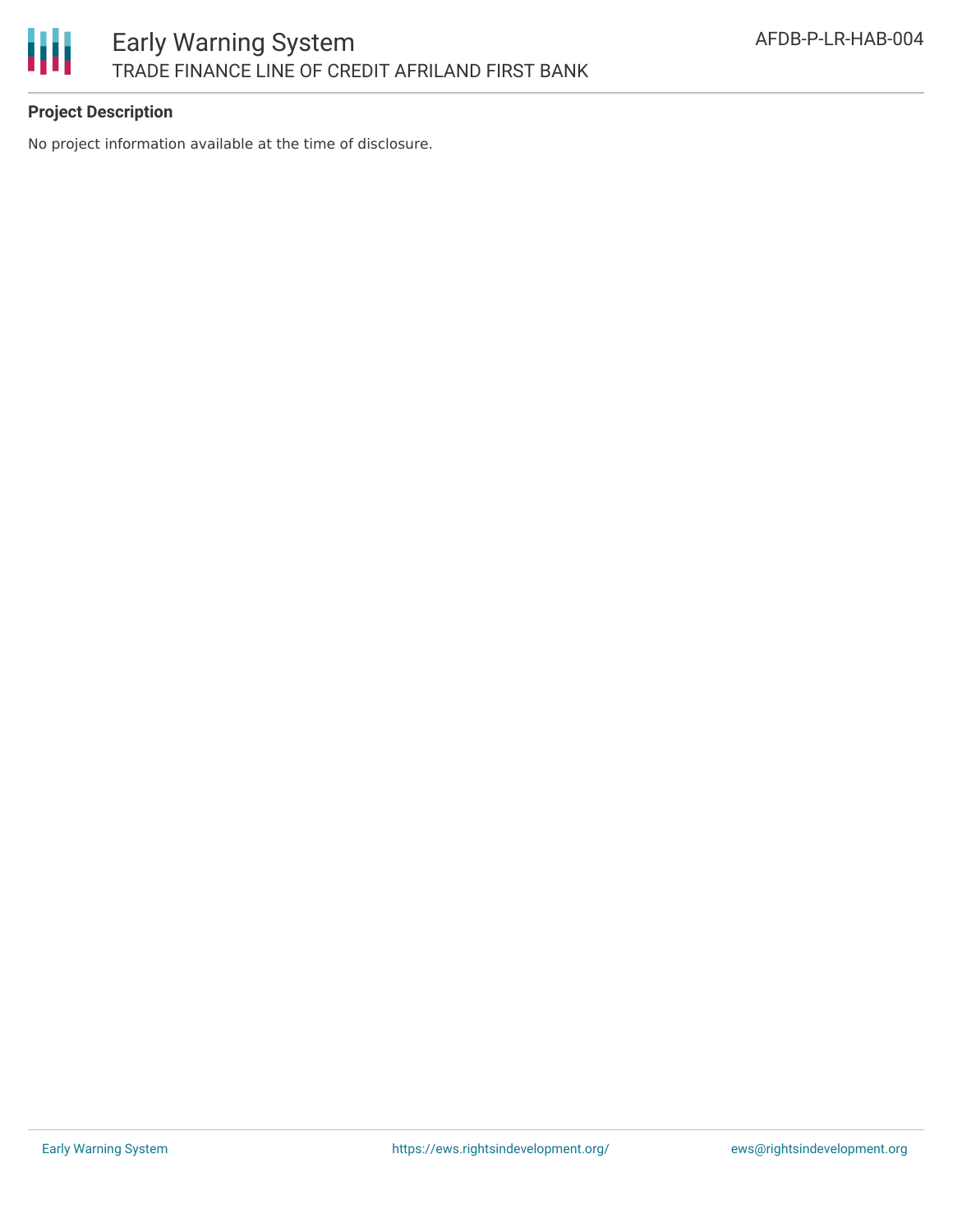**Project Description**

No project information available at the time of disclosure.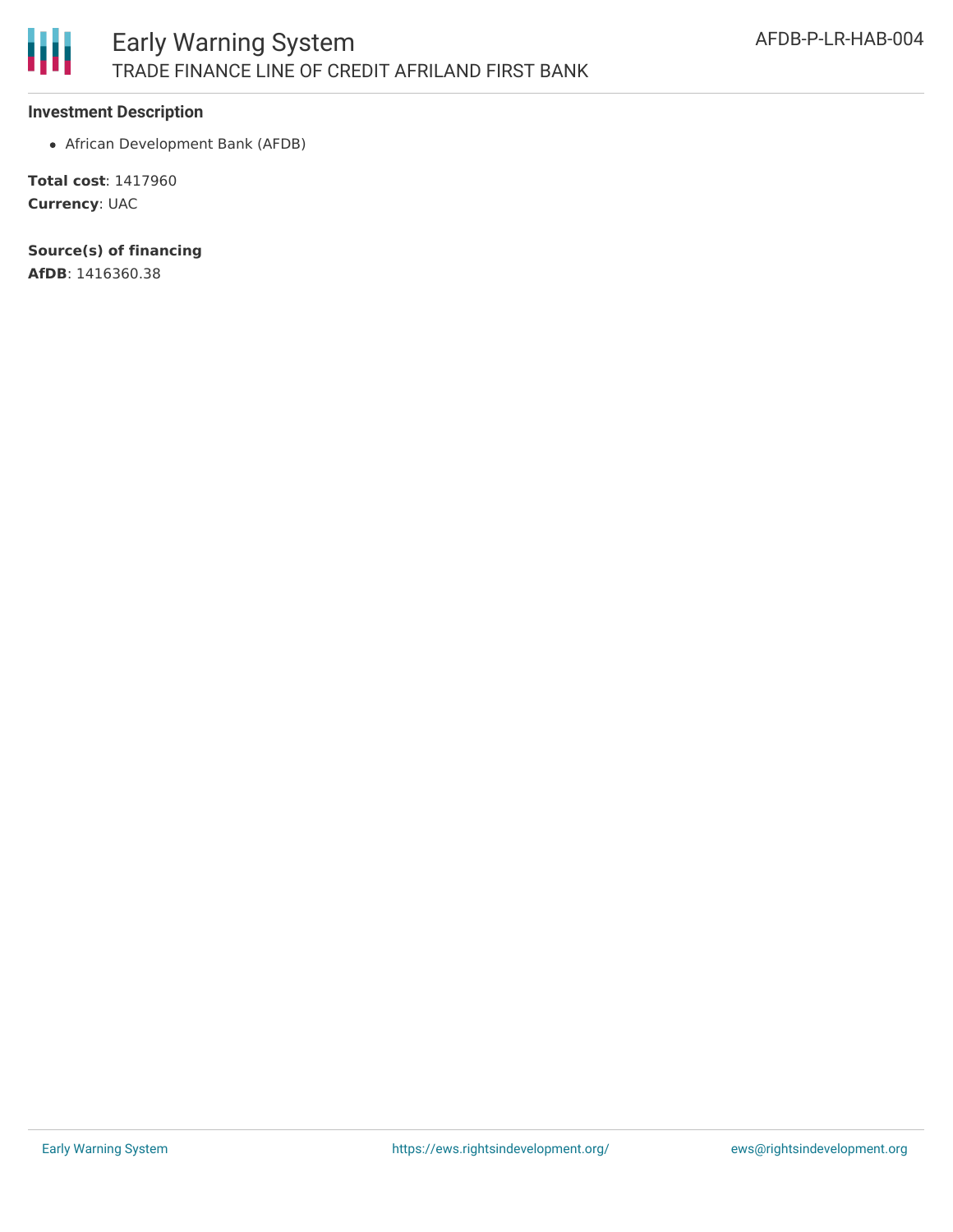### Investment Description

- African Development Bank (AFDB)

**Total cost**: 1417960
**Currency**: UAC

**Source(s) of financing**
**AfDB**: 1416360.38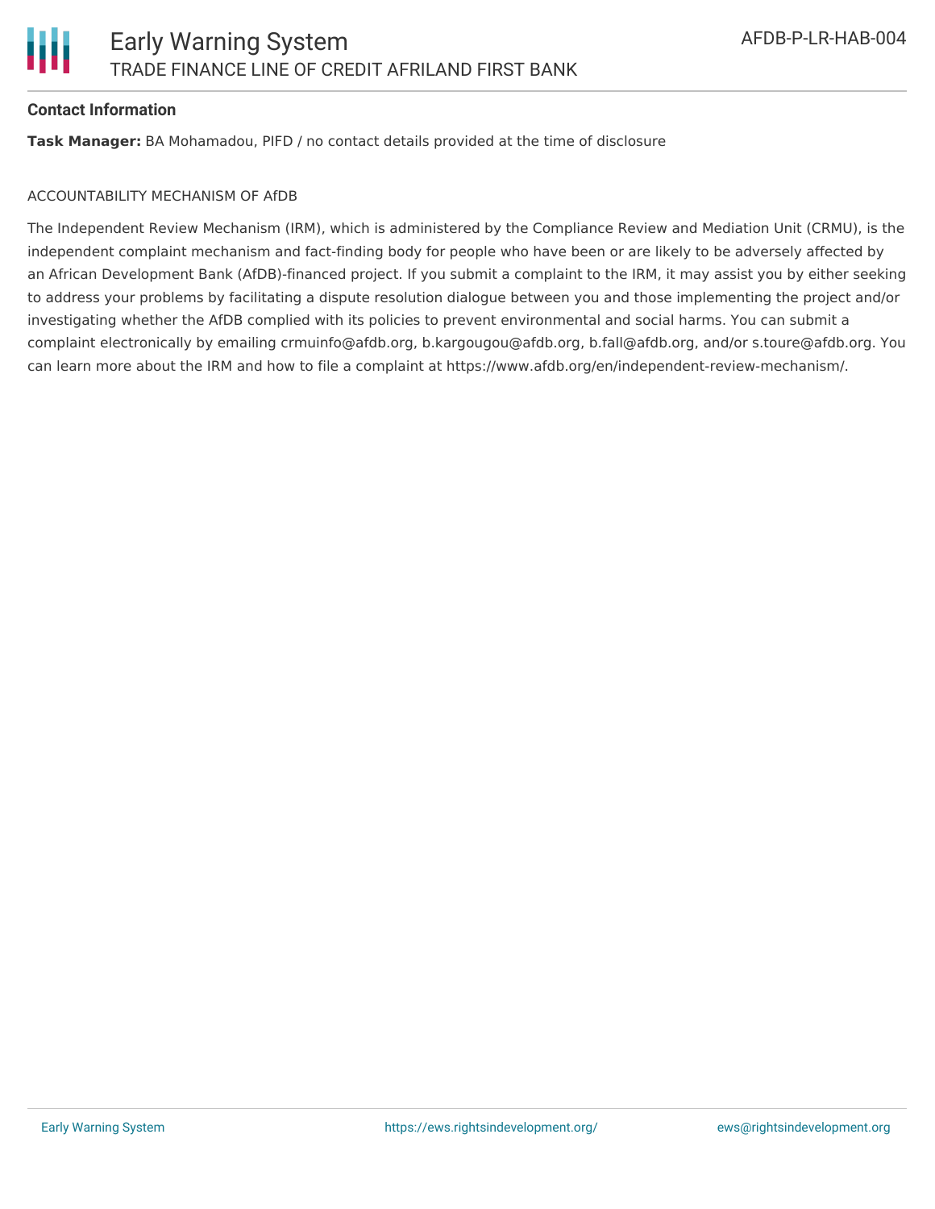**Contact Information**

**Task Manager:** BA Mohamadou, PIFD / no contact details provided at the time of disclosure

ACCOUNTABILITY MECHANISM OF AfDB

The Independent Review Mechanism (IRM), which is administered by the Compliance Review and Mediation Unit (CRMU), is the independent complaint mechanism and fact-finding body for people who have been or are likely to be adversely affected by an African Development Bank (AfDB)-financed project. If you submit a complaint to the IRM, it may assist you by either seeking to address your problems by facilitating a dispute resolution dialogue between you and those implementing the project and/or investigating whether the AfDB complied with its policies to prevent environmental and social harms. You can submit a complaint electronically by emailing crmuinfo@afdb.org, b.kargougou@afdb.org, b.fall@afdb.org, and/or s.toure@afdb.org. You can learn more about the IRM and how to file a complaint at https://www.afdb.org/en/independent-review-mechanism/.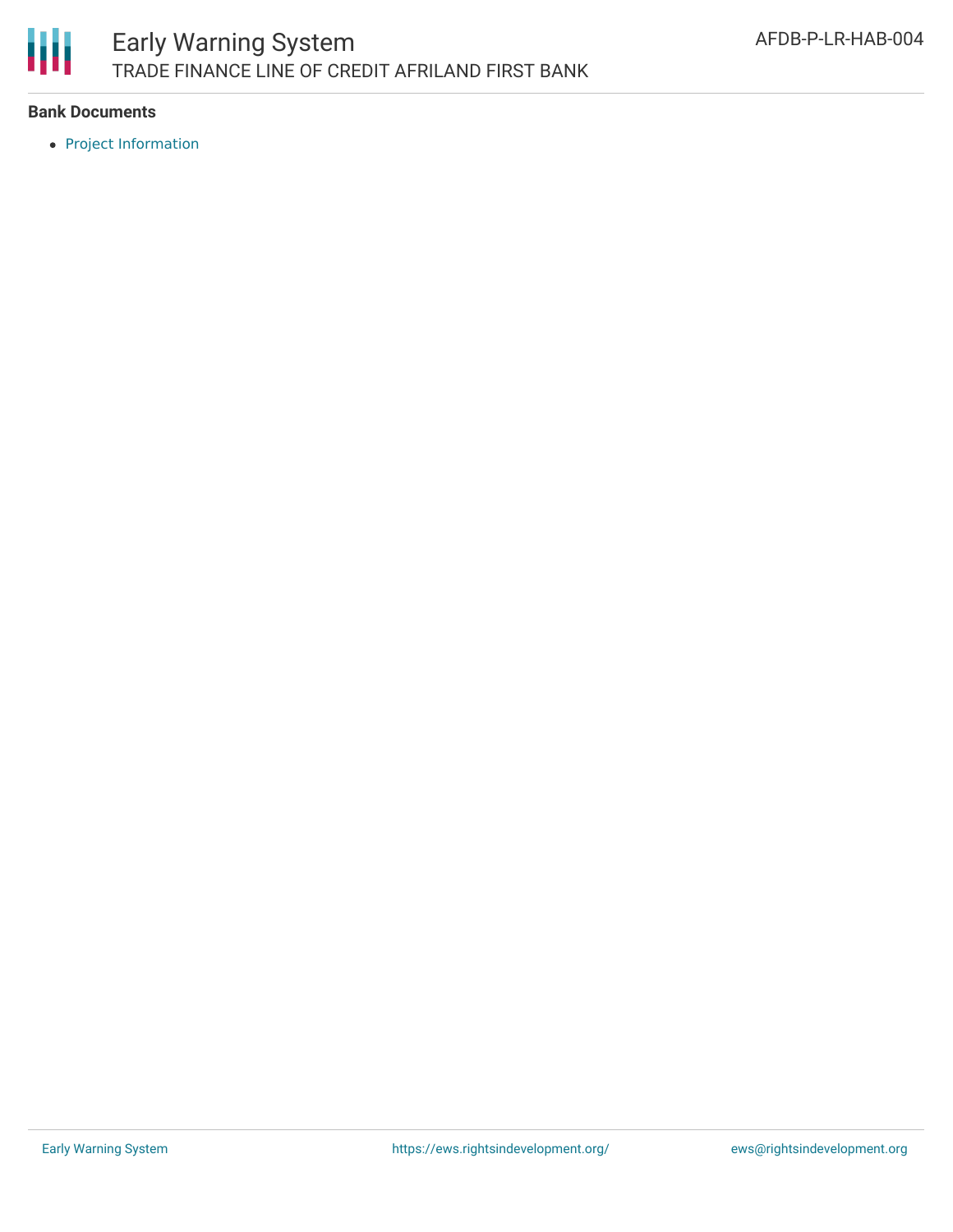**Bank Documents**

- Project Information